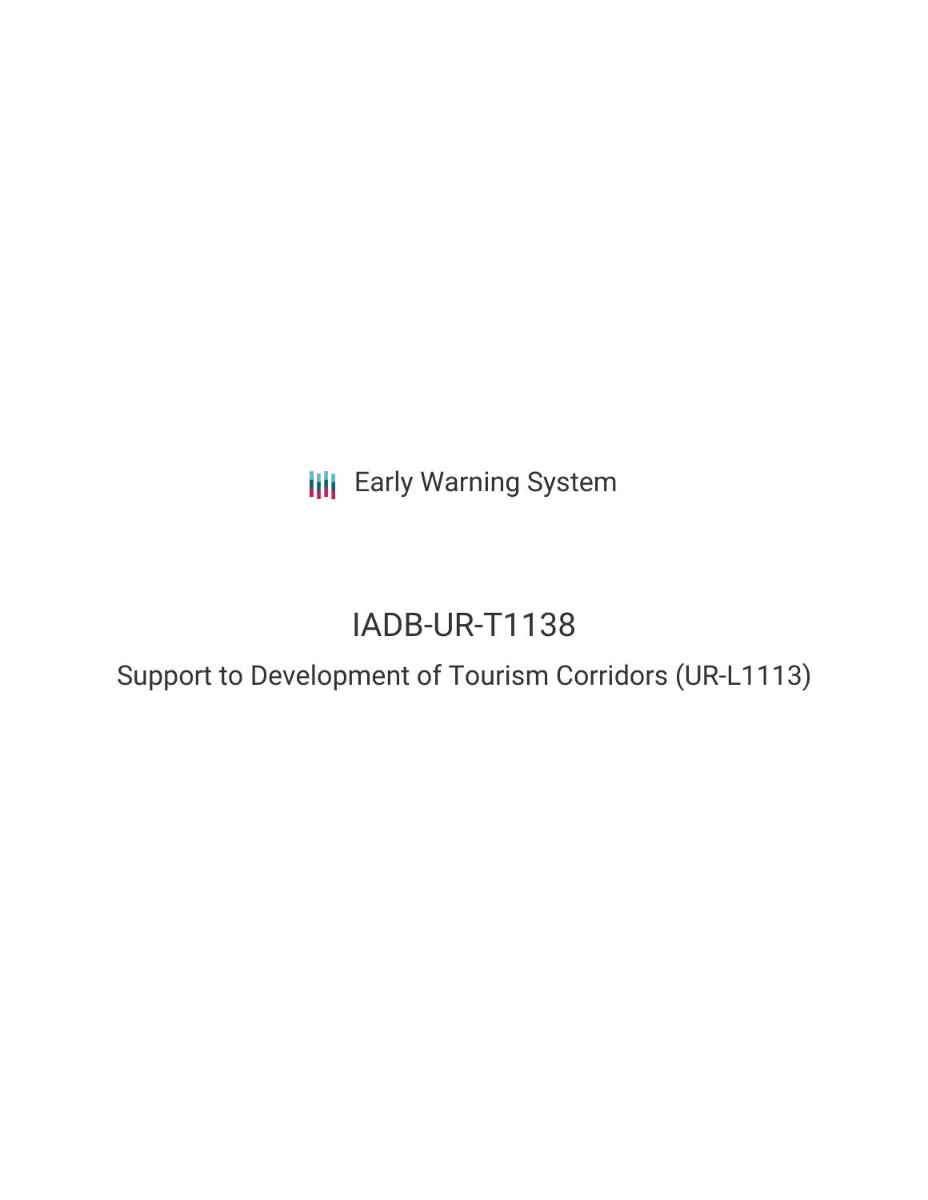Early Warning System

# IADB-UR-T1138

## Support to Development of Tourism Corridors (UR-L1113)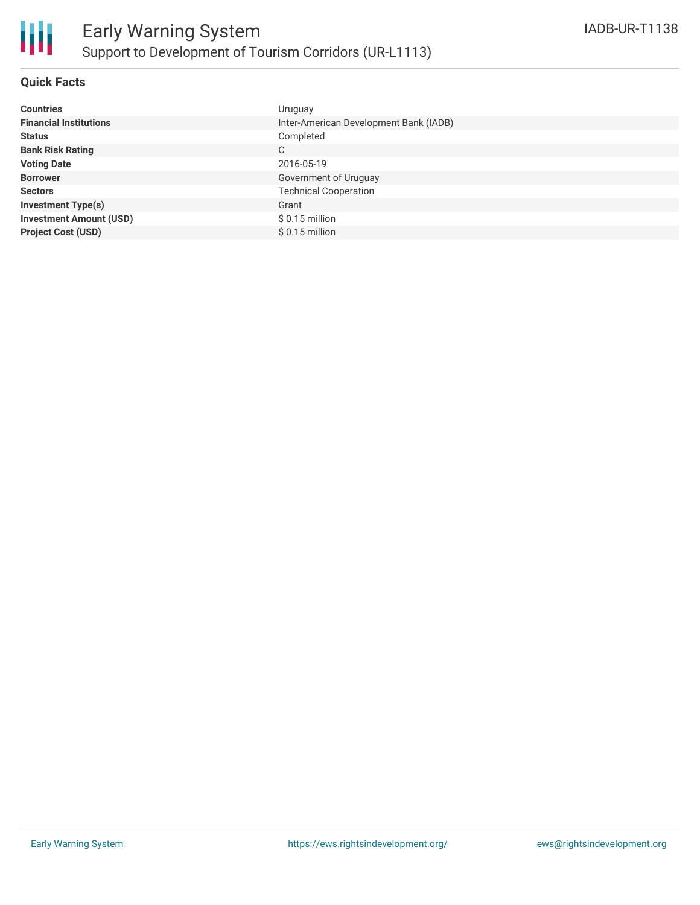# Early Warning System

## Support to Development of Tourism Corridors (UR-L1113)

IADB-UR-T1138

### Quick Facts

| | |
|---|---|
| **Countries** | Uruguay |
| **Financial Institutions** | Inter-American Development Bank (IADB) |
| **Status** | Completed |
| **Bank Risk Rating** | C |
| **Voting Date** | 2016-05-19 |
| **Borrower** | Government of Uruguay |
| **Sectors** | Technical Cooperation |
| **Investment Type(s)** | Grant |
| **Investment Amount (USD)** | $ 0.15 million |
| **Project Cost (USD)** | $ 0.15 million |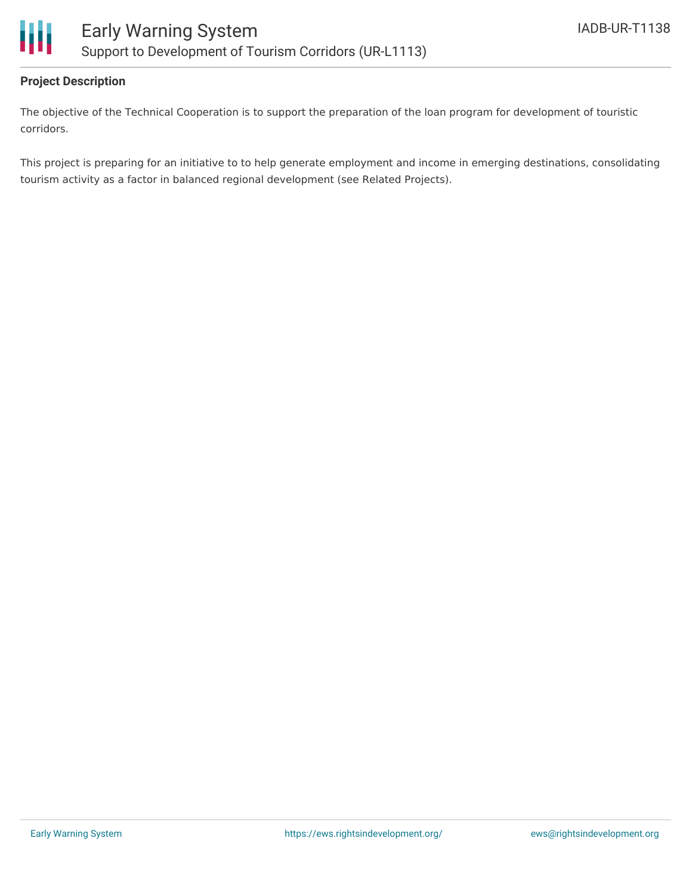## Project Description

The objective of the Technical Cooperation is to support the preparation of the loan program for development of touristic corridors.

This project is preparing for an initiative to to help generate employment and income in emerging destinations, consolidating tourism activity as a factor in balanced regional development (see Related Projects).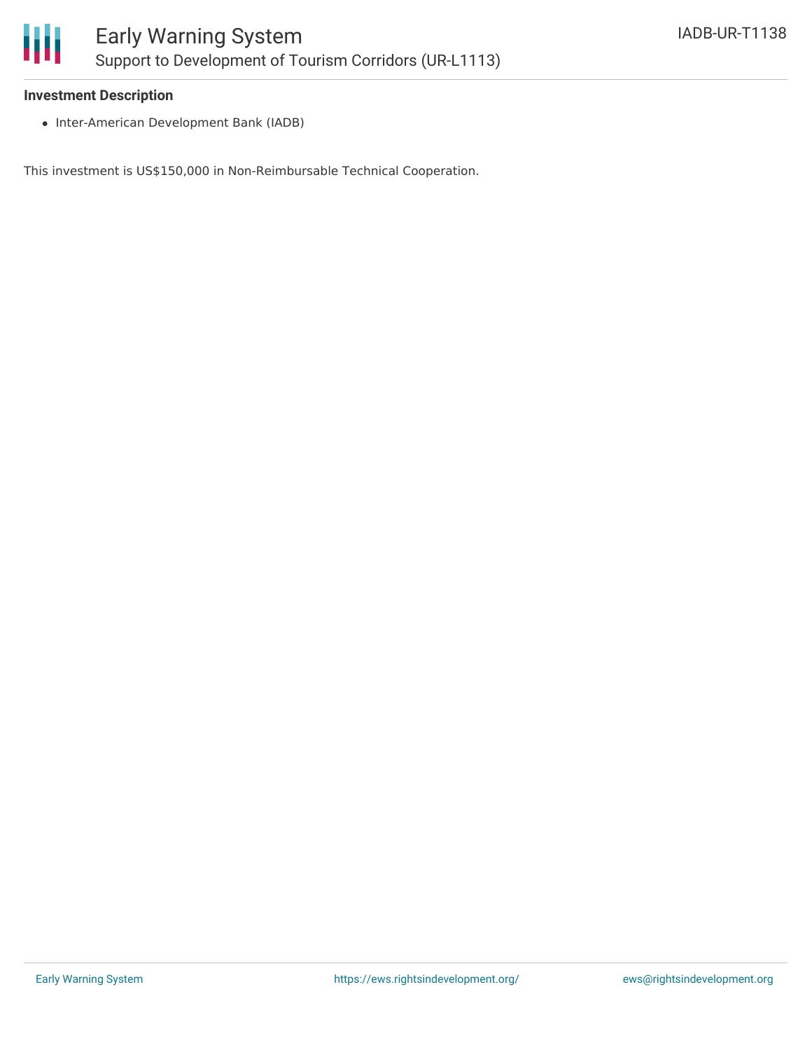**Investment Description**

- Inter-American Development Bank (IADB)

This investment is US$150,000 in Non-Reimbursable Technical Cooperation.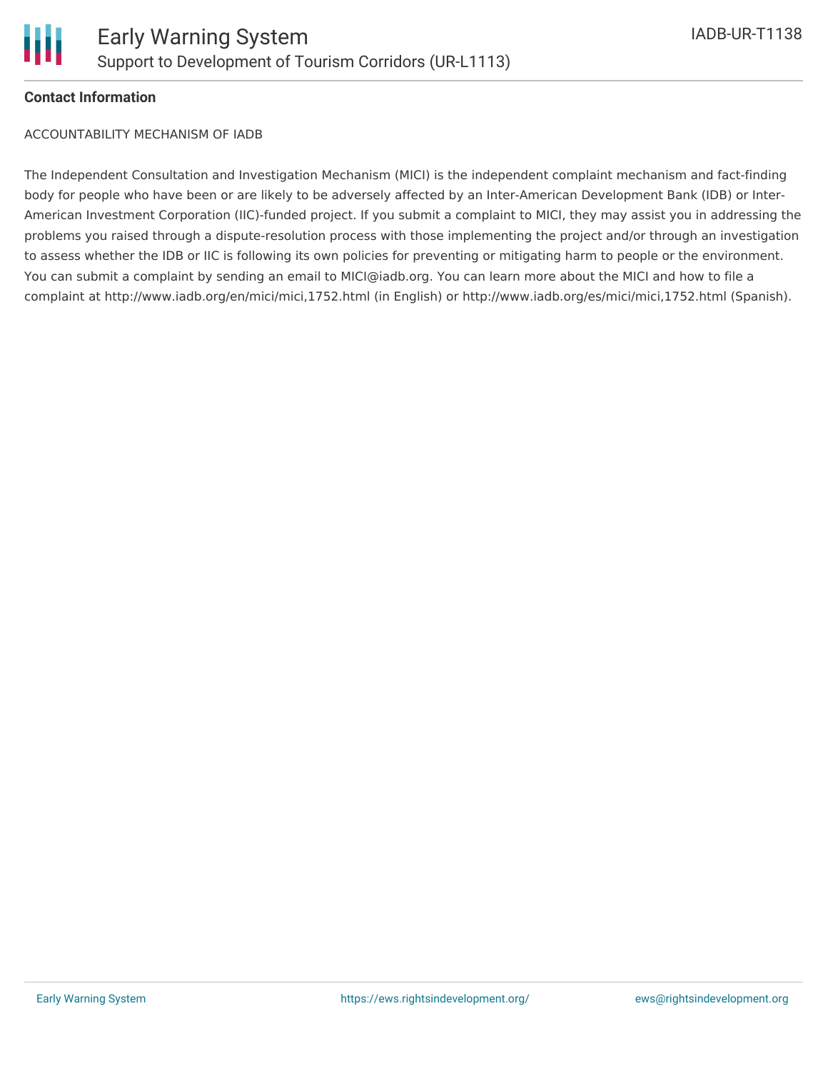**Contact Information**

ACCOUNTABILITY MECHANISM OF IADB

The Independent Consultation and Investigation Mechanism (MICI) is the independent complaint mechanism and fact-finding body for people who have been or are likely to be adversely affected by an Inter-American Development Bank (IDB) or Inter-American Investment Corporation (IIC)-funded project. If you submit a complaint to MICI, they may assist you in addressing the problems you raised through a dispute-resolution process with those implementing the project and/or through an investigation to assess whether the IDB or IIC is following its own policies for preventing or mitigating harm to people or the environment. You can submit a complaint by sending an email to MICI@iadb.org. You can learn more about the MICI and how to file a complaint at http://www.iadb.org/en/mici/mici,1752.html (in English) or http://www.iadb.org/es/mici/mici,1752.html (Spanish).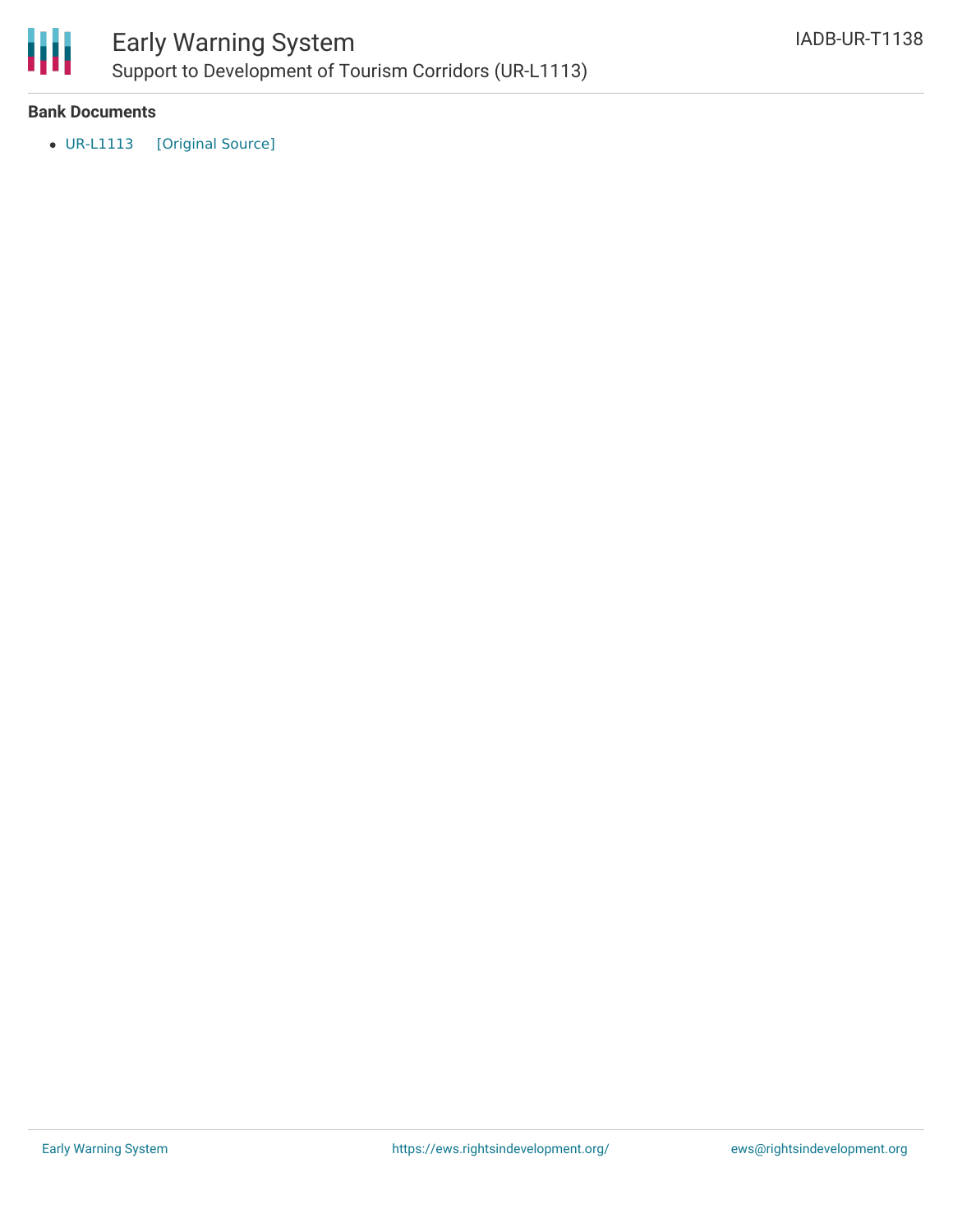**Bank Documents**

- UR-L1113 [Original Source]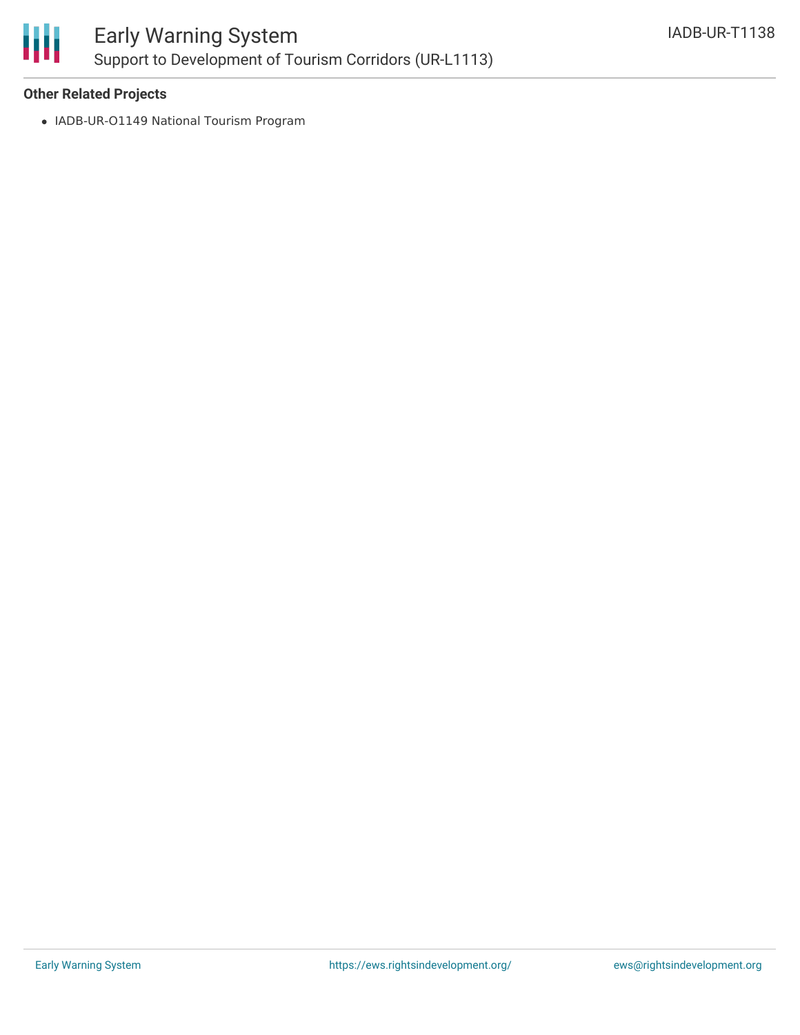**Other Related Projects**

- IADB-UR-O1149 National Tourism Program